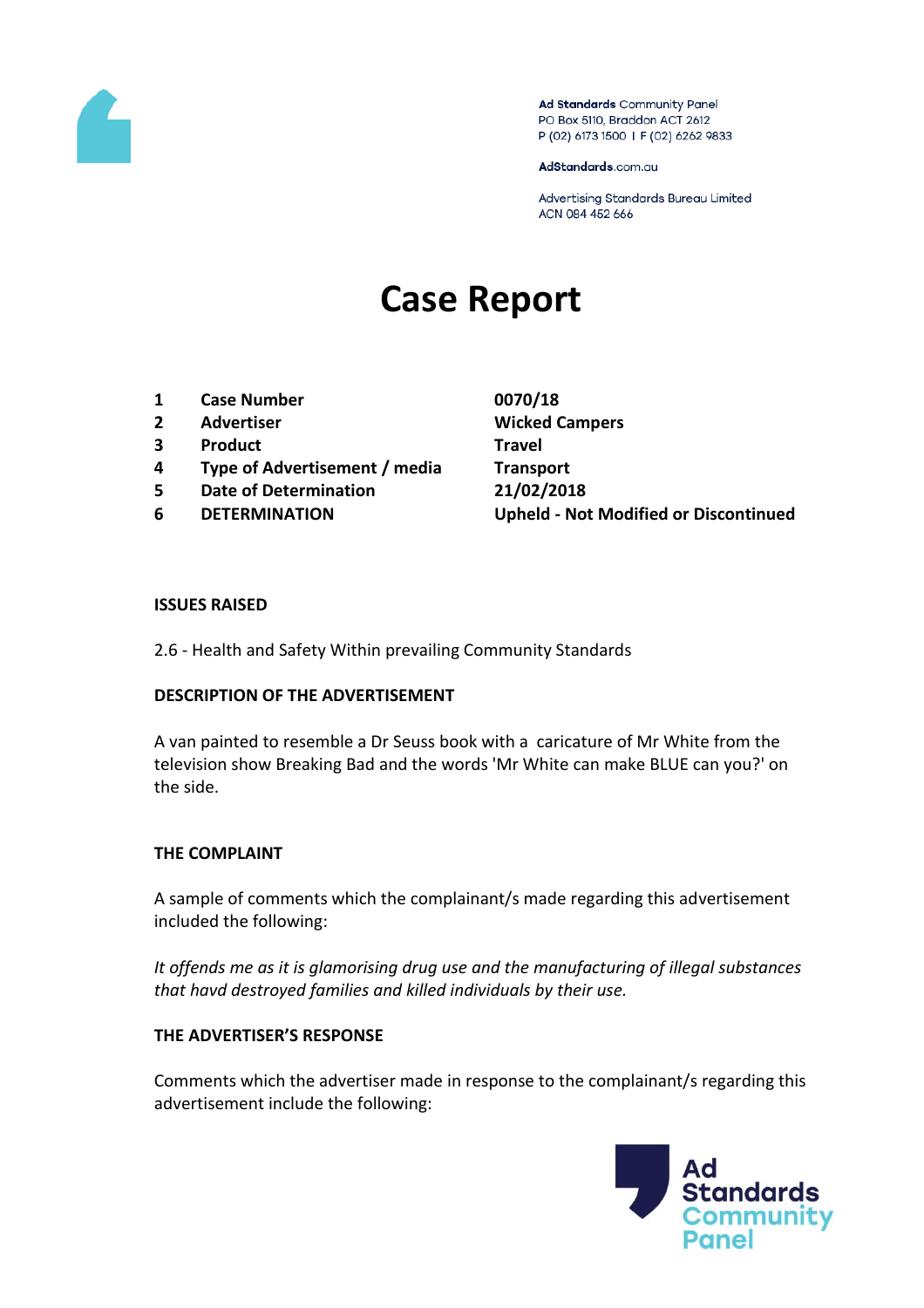Ad Standards Community Panel
PO Box 5110, Braddon ACT 2612
P (02) 6173 1500 | F (02) 6262 9833

AdStandards.com.au

Advertising Standards Bureau Limited
ACN 084 452 666

# Case Report

| | | |
|---|---|---|
| 1 | **Case Number** | **0070/18** |
| 2 | **Advertiser** | **Wicked Campers** |
| 3 | **Product** | **Travel** |
| 4 | **Type of Advertisement / media** | **Transport** |
| 5 | **Date of Determination** | **21/02/2018** |
| 6 | **DETERMINATION** | **Upheld - Not Modified or Discontinued** |

**ISSUES RAISED**

2.6 - Health and Safety Within prevailing Community Standards

**DESCRIPTION OF THE ADVERTISEMENT**

A van painted to resemble a Dr Seuss book with a caricature of Mr White from the television show Breaking Bad and the words 'Mr White can make BLUE can you?' on the side.

**THE COMPLAINT**

A sample of comments which the complainant/s made regarding this advertisement included the following:

*It offends me as it is glamorising drug use and the manufacturing of illegal substances that havd destroyed families and killed individuals by their use.*

**THE ADVERTISER'S RESPONSE**

Comments which the advertiser made in response to the complainant/s regarding this advertisement include the following: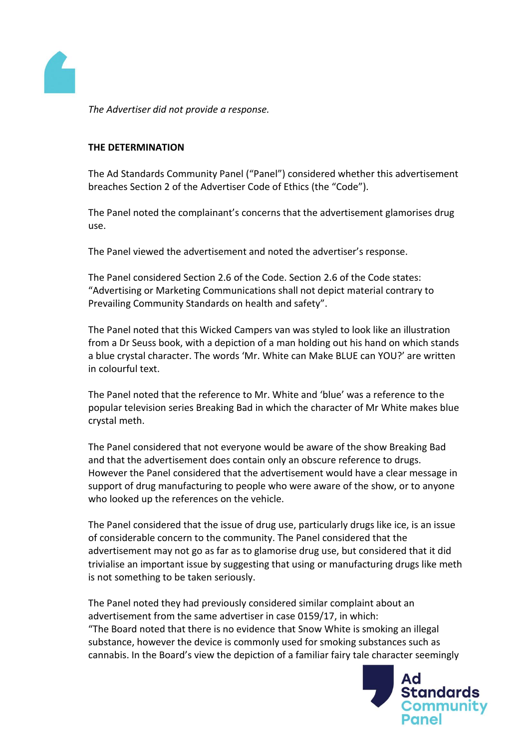*The Advertiser did not provide a response.*

**THE DETERMINATION**

The Ad Standards Community Panel ("Panel") considered whether this advertisement breaches Section 2 of the Advertiser Code of Ethics (the "Code").

The Panel noted the complainant's concerns that the advertisement glamorises drug use.

The Panel viewed the advertisement and noted the advertiser's response.

The Panel considered Section 2.6 of the Code. Section 2.6 of the Code states: "Advertising or Marketing Communications shall not depict material contrary to Prevailing Community Standards on health and safety".

The Panel noted that this Wicked Campers van was styled to look like an illustration from a Dr Seuss book, with a depiction of a man holding out his hand on which stands a blue crystal character. The words 'Mr. White can Make BLUE can YOU?' are written in colourful text.

The Panel noted that the reference to Mr. White and 'blue' was a reference to the popular television series Breaking Bad in which the character of Mr White makes blue crystal meth.

The Panel considered that not everyone would be aware of the show Breaking Bad and that the advertisement does contain only an obscure reference to drugs. However the Panel considered that the advertisement would have a clear message in support of drug manufacturing to people who were aware of the show, or to anyone who looked up the references on the vehicle.

The Panel considered that the issue of drug use, particularly drugs like ice, is an issue of considerable concern to the community. The Panel considered that the advertisement may not go as far as to glamorise drug use, but considered that it did trivialise an important issue by suggesting that using or manufacturing drugs like meth is not something to be taken seriously.

The Panel noted they had previously considered similar complaint about an advertisement from the same advertiser in case 0159/17, in which:
"The Board noted that there is no evidence that Snow White is smoking an illegal substance, however the device is commonly used for smoking substances such as cannabis. In the Board's view the depiction of a familiar fairy tale character seemingly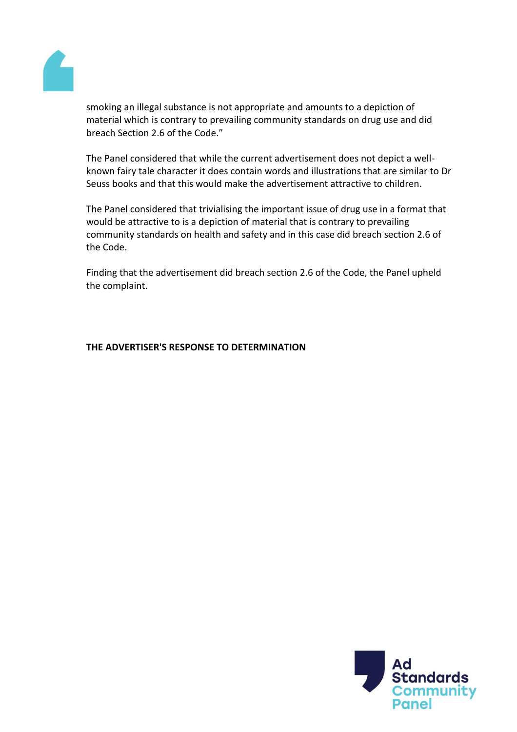smoking an illegal substance is not appropriate and amounts to a depiction of material which is contrary to prevailing community standards on drug use and did breach Section 2.6 of the Code."

The Panel considered that while the current advertisement does not depict a well-known fairy tale character it does contain words and illustrations that are similar to Dr Seuss books and that this would make the advertisement attractive to children.

The Panel considered that trivialising the important issue of drug use in a format that would be attractive to is a depiction of material that is contrary to prevailing community standards on health and safety and in this case did breach section 2.6 of the Code.

Finding that the advertisement did breach section 2.6 of the Code, the Panel upheld the complaint.

**THE ADVERTISER'S RESPONSE TO DETERMINATION**